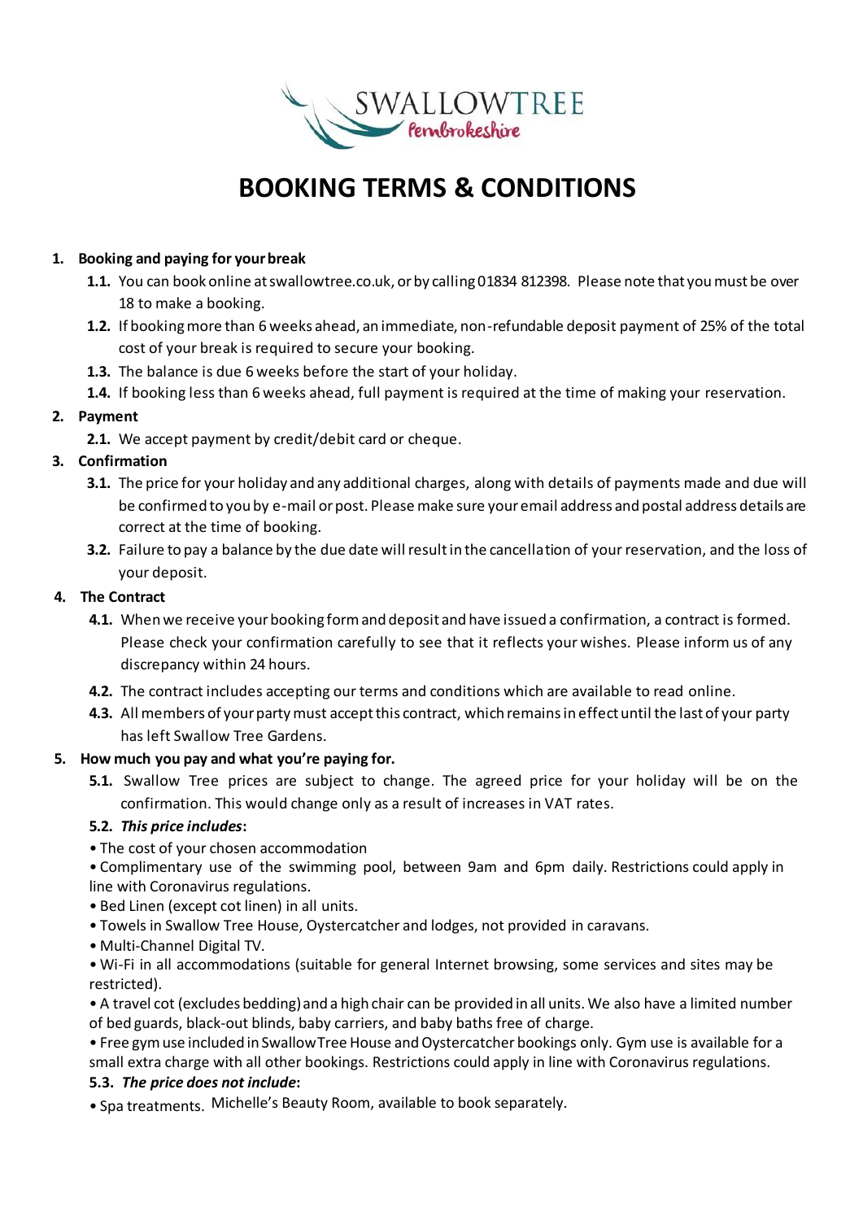# BOOKING TERMS & CONDITIONS

1. **Booking and paying for your break**
   - **1.1.** You can book online at swallowtree.co.uk, or by calling 01834 812398. Please note that you must be over 18 to make a booking.
   - **1.2.** If booking more than 6 weeks ahead, an immediate, non-refundable deposit payment of 25% of the total cost of your break is required to secure your booking.
   - **1.3.** The balance is due 6 weeks before the start of your holiday.
   - **1.4.** If booking less than 6 weeks ahead, full payment is required at the time of making your reservation.
2. **Payment**
   - **2.1.** We accept payment by credit/debit card or cheque.
3. **Confirmation**
   - **3.1.** The price for your holiday and any additional charges, along with details of payments made and due will be confirmed to you by e-mail or post. Please make sure your email address and postal address details are correct at the time of booking.
   - **3.2.** Failure to pay a balance by the due date will result in the cancellation of your reservation, and the loss of your deposit.
4. **The Contract**
   - **4.1.** When we receive your booking form and deposit and have issued a confirmation, a contract is formed. Please check your confirmation carefully to see that it reflects your wishes. Please inform us of any discrepancy within 24 hours.
   - **4.2.** The contract includes accepting our terms and conditions which are available to read online.
   - **4.3.** All members of your party must accept this contract, which remains in effect until the last of your party has left Swallow Tree Gardens.
5. **How much you pay and what you're paying for.**
   - **5.1.** Swallow Tree prices are subject to change. The agreed price for your holiday will be on the confirmation. This would change only as a result of increases in VAT rates.
   - **5.2.** ***This price includes*:**

• The cost of your chosen accommodation

• Complimentary use of the swimming pool, between 9am and 6pm daily. Restrictions could apply in line with Coronavirus regulations.

• Bed Linen (except cot linen) in all units.

• Towels in Swallow Tree House, Oystercatcher and lodges, not provided in caravans.

• Multi-Channel Digital TV.

• Wi-Fi in all accommodations (suitable for general Internet browsing, some services and sites may be restricted).

• A travel cot (excludes bedding) and a high chair can be provided in all units. We also have a limited number of bed guards, black-out blinds, baby carriers, and baby baths free of charge.

• Free gym use included in Swallow Tree House and Oystercatcher bookings only. Gym use is available for a small extra charge with all other bookings. Restrictions could apply in line with Coronavirus regulations.

**5.3.** ***The price does not include*:**

• Spa treatments. Michelle's Beauty Room, available to book separately.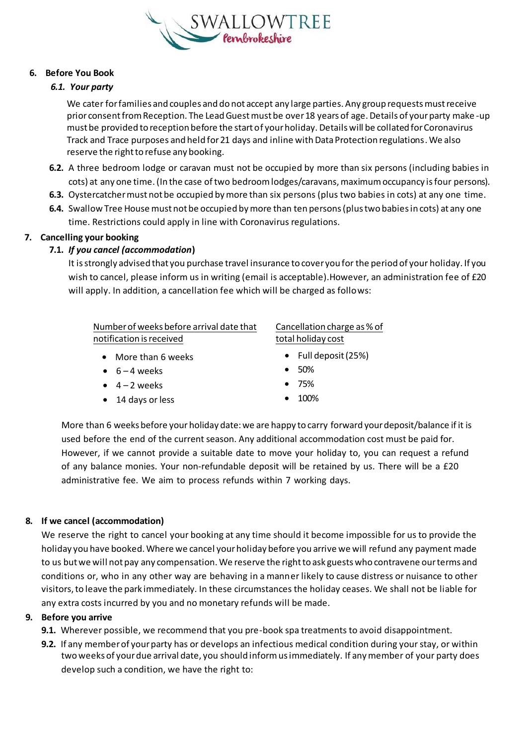## 6. Before You Book

### *6.1. Your party*

We cater for families and couples and do not accept any large parties. Any group requests must receive prior consent from Reception. The Lead Guest must be over 18 years of age. Details of your party make-up must be provided to reception before the start of your holiday. Details will be collated for Coronavirus Track and Trace purposes and held for 21 days and inline with Data Protection regulations. We also reserve the right to refuse any booking.

**6.2.** A three bedroom lodge or caravan must not be occupied by more than six persons (including babies in cots) at any one time. (In the case of two bedroom lodges/caravans, maximum occupancy is four persons).

**6.3.** Oystercatcher must not be occupied by more than six persons (plus two babies in cots) at any one time.

**6.4.** Swallow Tree House must not be occupied by more than ten persons (plus two babies in cots) at any one time. Restrictions could apply in line with Coronavirus regulations.

## 7. Cancelling your booking

### 7.1. *If you cancel (accommodation)*

It is strongly advised that you purchase travel insurance to cover you for the period of your holiday. If you wish to cancel, please inform us in writing (email is acceptable).However, an administration fee of £20 will apply. In addition, a cancellation fee which will be charged as follows:

| Number of weeks before arrival date that notification is received | Cancellation charge as % of total holiday cost |
|---|---|
| More than 6 weeks | Full deposit (25%) |
| 6 – 4 weeks | 50% |
| 4 – 2 weeks | 75% |
| 14 days or less | 100% |

More than 6 weeks before your holiday date: we are happy to carry forward your deposit/balance if it is used before the end of the current season. Any additional accommodation cost must be paid for. However, if we cannot provide a suitable date to move your holiday to, you can request a refund of any balance monies. Your non-refundable deposit will be retained by us. There will be a £20 administrative fee. We aim to process refunds within 7 working days.

## 8. If we cancel (accommodation)

We reserve the right to cancel your booking at any time should it become impossible for us to provide the holiday you have booked. Where we cancel your holiday before you arrive we will refund any payment made to us but we will not pay any compensation. We reserve the right to ask guests who contravene our terms and conditions or, who in any other way are behaving in a manner likely to cause distress or nuisance to other visitors, to leave the park immediately. In these circumstances the holiday ceases. We shall not be liable for any extra costs incurred by you and no monetary refunds will be made.

## 9. Before you arrive

**9.1.** Wherever possible, we recommend that you pre-book spa treatments to avoid disappointment.

**9.2.** If any member of your party has or develops an infectious medical condition during your stay, or within two weeks of your due arrival date, you should inform us immediately. If any member of your party does develop such a condition, we have the right to: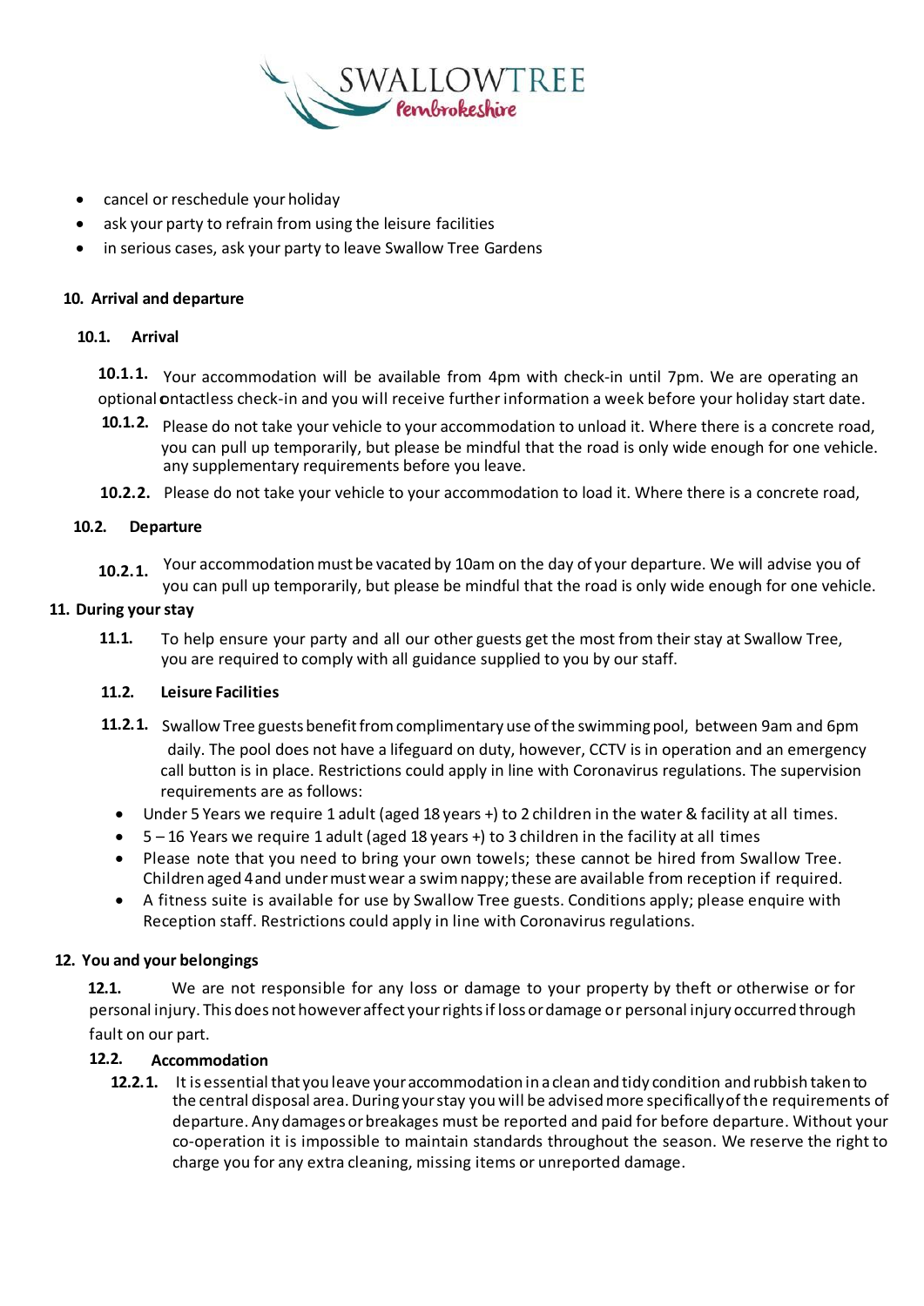- cancel or reschedule your holiday
- ask your party to refrain from using the leisure facilities
- in serious cases, ask your party to leave Swallow Tree Gardens

**10. Arrival and departure**

**10.1. Arrival**

**10.1.1.** Your accommodation will be available from 4pm with check-in until 7pm. We are operating an optional contactless check-in and you will receive further information a week before your holiday start date.

**10.1.2.** Please do not take your vehicle to your accommodation to unload it. Where there is a concrete road, you can pull up temporarily, but please be mindful that the road is only wide enough for one vehicle. any supplementary requirements before you leave.

**10.2.2.** Please do not take your vehicle to your accommodation to load it. Where there is a concrete road,

**10.2. Departure**

**10.2.1.** Your accommodation must be vacated by 10am on the day of your departure. We will advise you of you can pull up temporarily, but please be mindful that the road is only wide enough for one vehicle.

**11. During your stay**

**11.1.** To help ensure your party and all our other guests get the most from their stay at Swallow Tree, you are required to comply with all guidance supplied to you by our staff.

**11.2. Leisure Facilities**

**11.2.1.** Swallow Tree guests benefit from complimentary use of the swimming pool, between 9am and 6pm daily. The pool does not have a lifeguard on duty, however, CCTV is in operation and an emergency call button is in place. Restrictions could apply in line with Coronavirus regulations. The supervision requirements are as follows:

- Under 5 Years we require 1 adult (aged 18 years +) to 2 children in the water & facility at all times.
- 5 – 16 Years we require 1 adult (aged 18 years +) to 3 children in the facility at all times
- Please note that you need to bring your own towels; these cannot be hired from Swallow Tree. Children aged 4 and under must wear a swim nappy; these are available from reception if required.
- A fitness suite is available for use by Swallow Tree guests. Conditions apply; please enquire with Reception staff. Restrictions could apply in line with Coronavirus regulations.

**12. You and your belongings**

**12.1.** We are not responsible for any loss or damage to your property by theft or otherwise or for personal injury. This does not however affect your rights if loss or damage or personal injury occurred through fault on our part.

**12.2. Accommodation**

**12.2.1.** It is essential that you leave your accommodation in a clean and tidy condition and rubbish taken to the central disposal area. During your stay you will be advised more specifically of the requirements of departure. Any damages or breakages must be reported and paid for before departure. Without your co-operation it is impossible to maintain standards throughout the season. We reserve the right to charge you for any extra cleaning, missing items or unreported damage.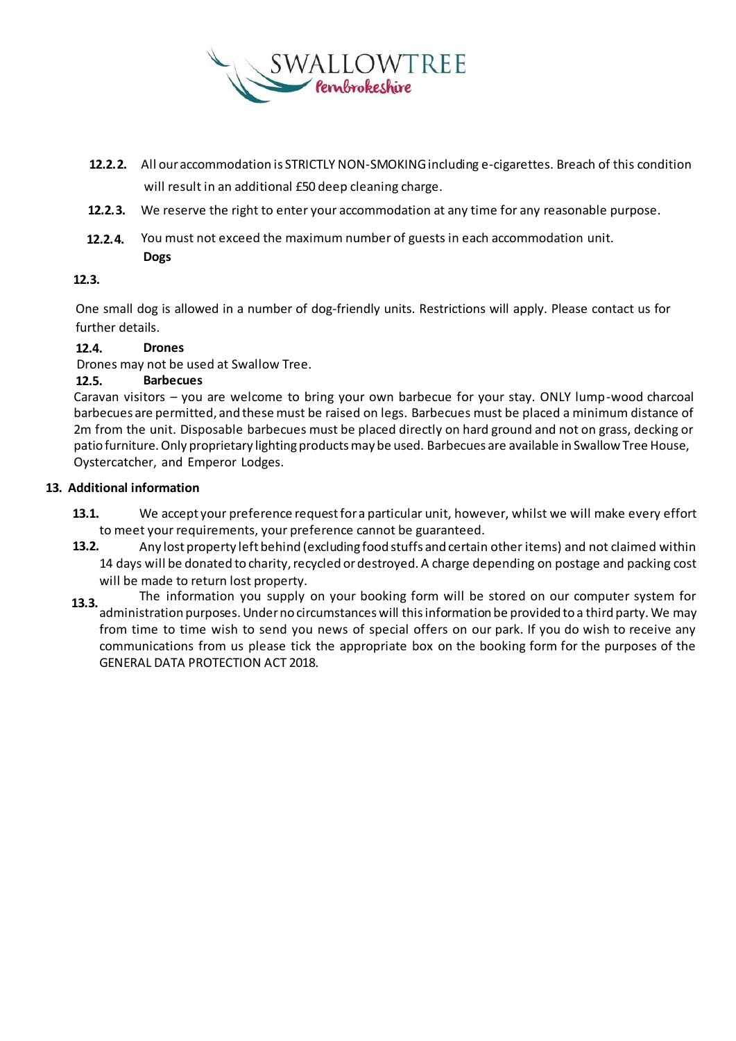**12.2.2.** All our accommodation is STRICTLY NON-SMOKING including e-cigarettes. Breach of this condition will result in an additional £50 deep cleaning charge.

**12.2.3.** We reserve the right to enter your accommodation at any time for any reasonable purpose.

**12.2.4.** You must not exceed the maximum number of guests in each accommodation unit.

**12.3. Dogs**

One small dog is allowed in a number of dog-friendly units. Restrictions will apply. Please contact us for further details.

**12.4. Drones**

Drones may not be used at Swallow Tree.

**12.5. Barbecues**

Caravan visitors – you are welcome to bring your own barbecue for your stay. ONLY lump-wood charcoal barbecues are permitted, and these must be raised on legs. Barbecues must be placed a minimum distance of 2m from the unit. Disposable barbecues must be placed directly on hard ground and not on grass, decking or patio furniture. Only proprietary lighting products may be used. Barbecues are available in Swallow Tree House, Oystercatcher, and Emperor Lodges.

## 13. Additional information

**13.1.** We accept your preference request for a particular unit, however, whilst we will make every effort to meet your requirements, your preference cannot be guaranteed.

**13.2.** Any lost property left behind (excluding food stuffs and certain other items) and not claimed within 14 days will be donated to charity, recycled or destroyed. A charge depending on postage and packing cost will be made to return lost property.

**13.3.** The information you supply on your booking form will be stored on our computer system for administration purposes. Under no circumstances will this information be provided to a third party. We may from time to time wish to send you news of special offers on our park. If you do wish to receive any communications from us please tick the appropriate box on the booking form for the purposes of the GENERAL DATA PROTECTION ACT 2018.